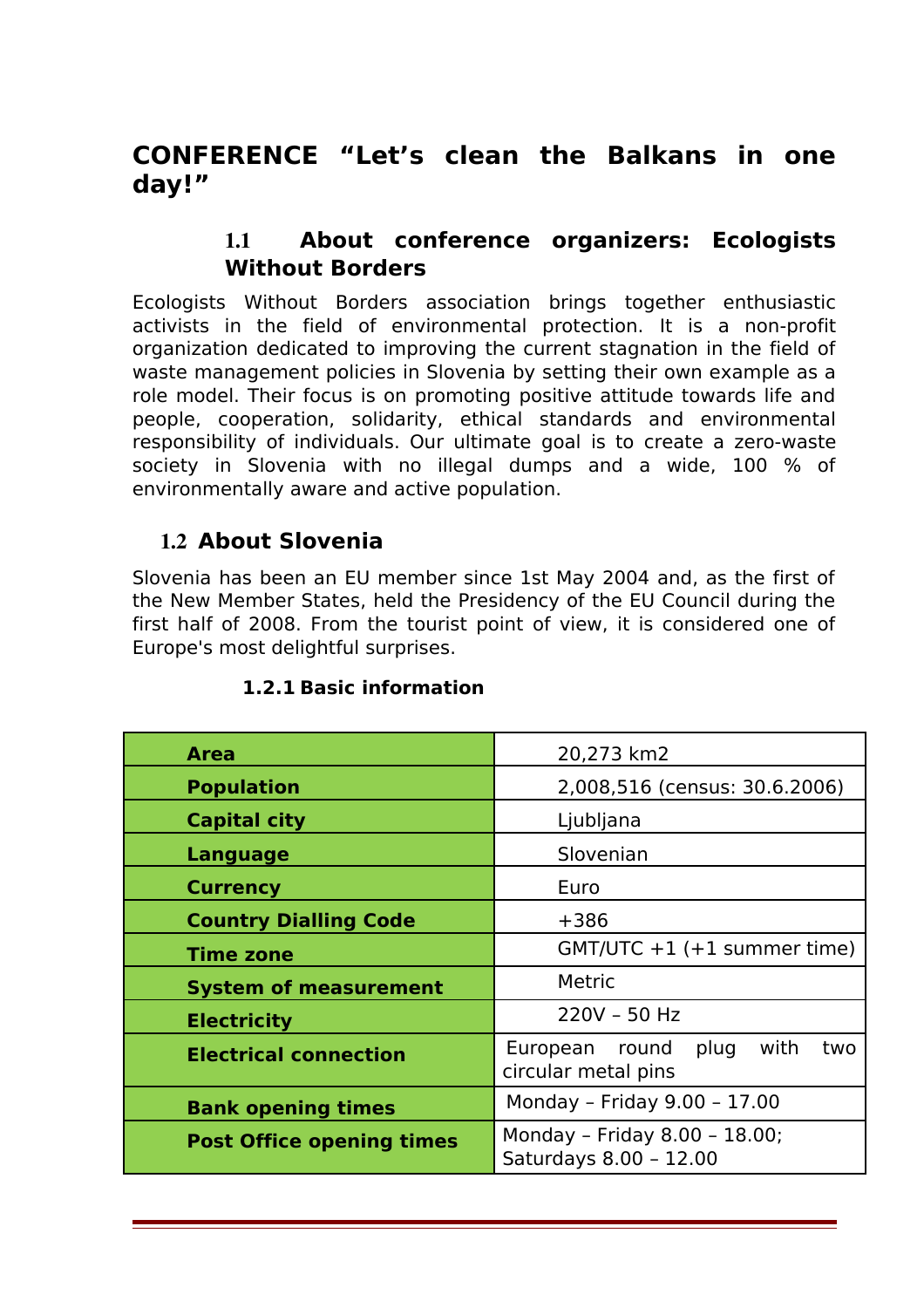# CONFERENCE "Let's clean the Balkans in one day!"

## 1.1 About conference organizers: Ecologists Without Borders

Ecologists Without Borders association brings together enthusiastic activists in the field of environmental protection. It is a non-profit organization dedicated to improving the current stagnation in the field of waste management policies in Slovenia by setting their own example as a role model. Their focus is on promoting positive attitude towards life and people, cooperation, solidarity, ethical standards and environmental responsibility of individuals. Our ultimate goal is to create a zero-waste society in Slovenia with no illegal dumps and a wide, 100 % of environmentally aware and active population.

## 1.2 About Slovenia

Slovenia has been an EU member since 1st May 2004 and, as the first of the New Member States, held the Presidency of the EU Council during the first half of 2008. From the tourist point of view, it is considered one of Europe's most delightful surprises.

### 1.2.1 Basic information

| | |
|---|---|
| **Area** | 20,273 km2 |
| **Population** | 2,008,516 (census: 30.6.2006) |
| **Capital city** | Ljubljana |
| **Language** | Slovenian |
| **Currency** | Euro |
| **Country Dialling Code** | +386 |
| **Time zone** | GMT/UTC +1 (+1 summer time) |
| **System of measurement** | Metric |
| **Electricity** | 220V – 50 Hz |
| **Electrical connection** | European round plug with two circular metal pins |
| **Bank opening times** | Monday – Friday 9.00 – 17.00 |
| **Post Office opening times** | Monday – Friday 8.00 – 18.00; Saturdays 8.00 – 12.00 |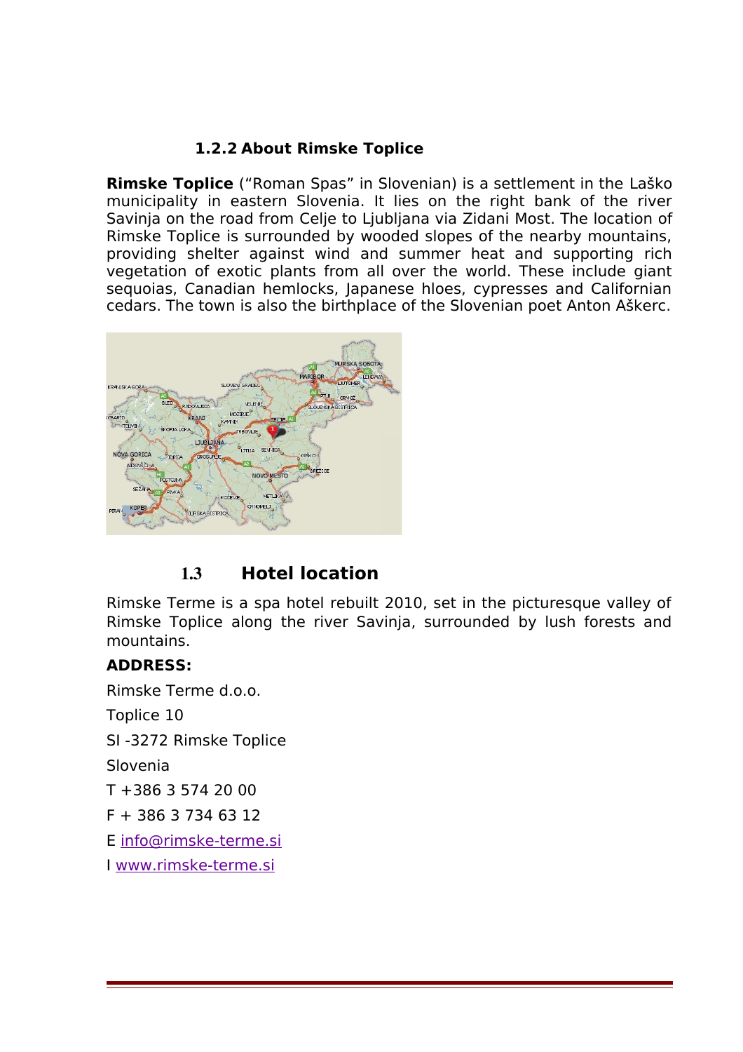### 1.2.2 About Rimske Toplice

**Rimske Toplice** (“Roman Spas” in Slovenian) is a settlement in the Laško municipality in eastern Slovenia. It lies on the right bank of the river Savinja on the road from Celje to Ljubljana via Zidani Most. The location of Rimske Toplice is surrounded by wooded slopes of the nearby mountains, providing shelter against wind and summer heat and supporting rich vegetation of exotic plants from all over the world. These include giant sequoias, Canadian hemlocks, Japanese hloes, cypresses and Californian cedars. The town is also the birthplace of the Slovenian poet Anton Aškerc.

## 1.3 Hotel location

Rimske Terme is a spa hotel rebuilt 2010, set in the picturesque valley of Rimske Toplice along the river Savinja, surrounded by lush forests and mountains.

**ADDRESS:**

Rimske Terme d.o.o.

Toplice 10

SI -3272 Rimske Toplice

Slovenia

T +386 3 574 20 00

F + 386 3 734 63 12

E info@rimske-terme.si

I www.rimske-terme.si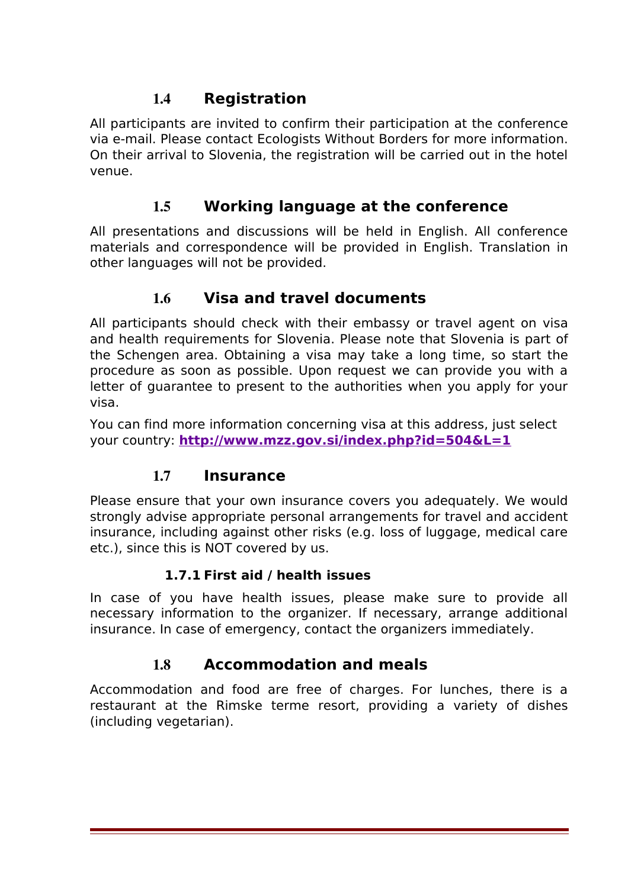## 1.4 Registration

All participants are invited to confirm their participation at the conference via e-mail. Please contact Ecologists Without Borders for more information. On their arrival to Slovenia, the registration will be carried out in the hotel venue.

## 1.5 Working language at the conference

All presentations and discussions will be held in English. All conference materials and correspondence will be provided in English. Translation in other languages will not be provided.

## 1.6 Visa and travel documents

All participants should check with their embassy or travel agent on visa and health requirements for Slovenia. Please note that Slovenia is part of the Schengen area. Obtaining a visa may take a long time, so start the procedure as soon as possible. Upon request we can provide you with a letter of guarantee to present to the authorities when you apply for your visa.

You can find more information concerning visa at this address, just select your country: **http://www.mzz.gov.si/index.php?id=504&L=1**

## 1.7 Insurance

Please ensure that your own insurance covers you adequately. We would strongly advise appropriate personal arrangements for travel and accident insurance, including against other risks (e.g. loss of luggage, medical care etc.), since this is NOT covered by us.

### 1.7.1 First aid / health issues

In case of you have health issues, please make sure to provide all necessary information to the organizer. If necessary, arrange additional insurance. In case of emergency, contact the organizers immediately.

## 1.8 Accommodation and meals

Accommodation and food are free of charges. For lunches, there is a restaurant at the Rimske terme resort, providing a variety of dishes (including vegetarian).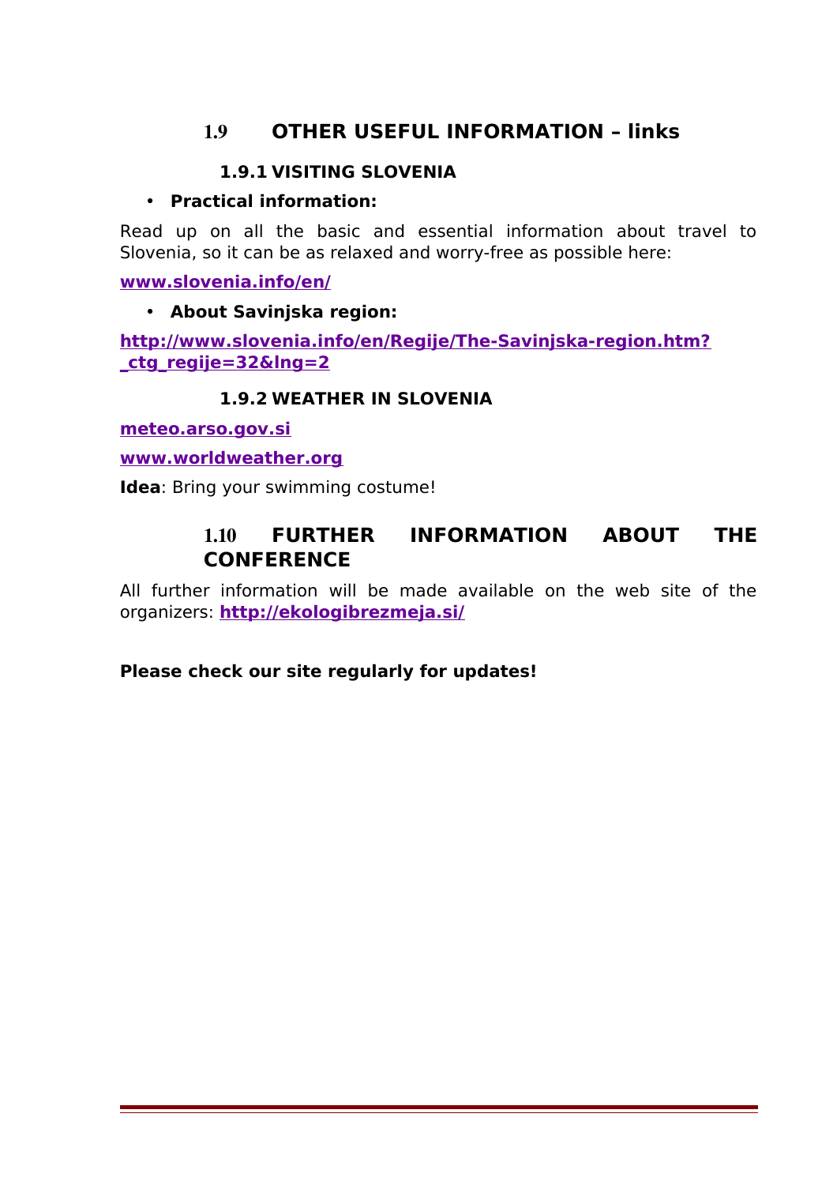## 1.9 OTHER USEFUL INFORMATION – links

### 1.9.1 VISITING SLOVENIA

- **Practical information:**

Read up on all the basic and essential information about travel to Slovenia, so it can be as relaxed and worry-free as possible here:

**www.slovenia.info/en/**

- **About Savinjska region:**

**http://www.slovenia.info/en/Regije/The-Savinjska-region.htm?_ctg_regije=32&lng=2**

### 1.9.2 WEATHER IN SLOVENIA

**meteo.arso.gov.si**

**www.worldweather.org**

**Idea**: Bring your swimming costume!

## 1.10 FURTHER INFORMATION ABOUT THE CONFERENCE

All further information will be made available on the web site of the organizers: **http://ekologibrezmeja.si/**

**Please check our site regularly for updates!**